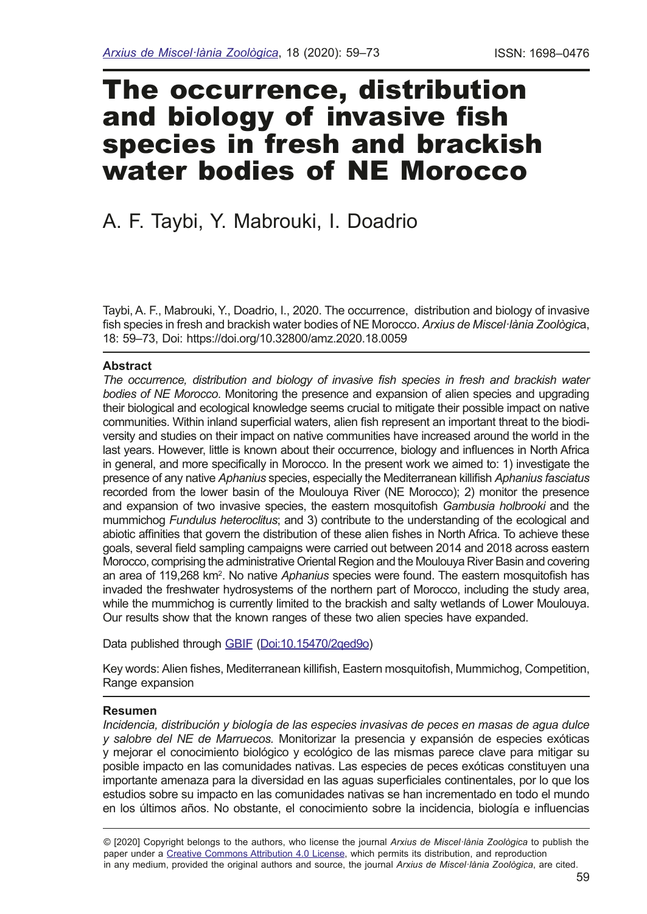# The occurrence, distribution and biology of invasive fish species in fresh and brackish water bodies of NE Morocco

A. F. Taybi, Y. Mabrouki, I. Doadrio

Taybi, A. F., Mabrouki, Y., Doadrio, I., 2020. The occurrence, distribution and biology of invasive fish species in fresh and brackish water bodies of NE Morocco. *Arxius de Miscel·lània Zoològica*, 18: 59–73, Doi: https://doi.org/10.32800/amz.2020.18.0059

## Abstract

*The occurrence, distribution and biology of invasive fish species in fresh and brackish water bodies of NE Morocco*. Monitoring the presence and expansion of alien species and upgrading their biological and ecological knowledge seems crucial to mitigate their possible impact on native communities. Within inland superficial waters, alien fish represent an important threat to the biodiversity and studies on their impact on native communities have increased around the world in the last years. However, little is known about their occurrence, biology and influences in North Africa in general, and more specifically in Morocco. In the present work we aimed to: 1) investigate the presence of any native *Aphanius* species, especially the Mediterranean killifish *Aphanius fasciatus* recorded from the lower basin of the Moulouya River (NE Morocco); 2) monitor the presence and expansion of two invasive species, the eastern mosquitofish *Gambusia holbrooki* and the mummichog *Fundulus heteroclitus*; and 3) contribute to the understanding of the ecological and abiotic affinities that govern the distribution of these alien fishes in North Africa. To achieve these goals, several field sampling campaigns were carried out between 2014 and 2018 across eastern Morocco, comprising the administrative Oriental Region and the Moulouya River Basin and covering an area of 119,268 km$^2$. No native *Aphanius* species were found. The eastern mosquitofish has invaded the freshwater hydrosystems of the northern part of Morocco, including the study area, while the mummichog is currently limited to the brackish and salty wetlands of Lower Moulouya. Our results show that the known ranges of these two alien species have expanded.

Data published through GBIF (Doi:10.15470/2qed9o)

Key words: Alien fishes, Mediterranean killifish, Eastern mosquitofish, Mummichog, Competition, Range expansion

## Resumen

*Incidencia, distribución y biología de las especies invasivas de peces en masas de agua dulce y salobre del NE de Marruecos.* Monitorizar la presencia y expansión de especies exóticas y mejorar el conocimiento biológico y ecológico de las mismas parece clave para mitigar su posible impacto en las comunidades nativas. Las especies de peces exóticas constituyen una importante amenaza para la diversidad en las aguas superficiales continentales, por lo que los estudios sobre su impacto en las comunidades nativas se han incrementado en todo el mundo en los últimos años. No obstante, el conocimiento sobre la incidencia, biología e influencias

© [2020] Copyright belongs to the authors, who license the journal *Arxius de Miscel·lània Zoològica* to publish the paper under a Creative Commons Attribution 4.0 License, which permits its distribution, and reproduction in any medium, provided the original authors and source, the journal *Arxius de Miscel·lània Zoològica*, are cited.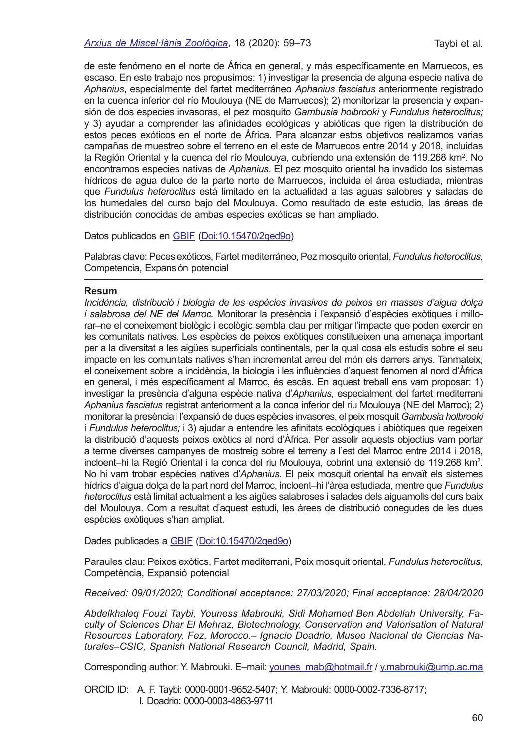de este fenómeno en el norte de África en general, y más específicamente en Marruecos, es escaso. En este trabajo nos propusimos: 1) investigar la presencia de alguna especie nativa de *Aphanius*, especialmente del fartet mediterráneo *Aphanius fasciatus* anteriormente registrado en la cuenca inferior del río Moulouya (NE de Marruecos); 2) monitorizar la presencia y expansión de dos especies invasoras, el pez mosquito *Gambusia holbrooki* y *Fundulus heteroclitus;* y 3) ayudar a comprender las afinidades ecológicas y abióticas que rigen la distribución de estos peces exóticos en el norte de África. Para alcanzar estos objetivos realizamos varias campañas de muestreo sobre el terreno en el este de Marruecos entre 2014 y 2018, incluidas la Región Oriental y la cuenca del río Moulouya, cubriendo una extensión de 119.268 km$^2$. No encontramos especies nativas de *Aphanius*. El pez mosquito oriental ha invadido los sistemas hídricos de agua dulce de la parte norte de Marruecos, incluida el área estudiada, mientras que *Fundulus heteroclitus* está limitado en la actualidad a las aguas salobres y saladas de los humedales del curso bajo del Moulouya. Como resultado de este estudio, las áreas de distribución conocidas de ambas especies exóticas se han ampliado.

Datos publicados en GBIF (Doi:10.15470/2qed9o)

Palabras clave: Peces exóticos, Fartet mediterráneo, Pez mosquito oriental, *Fundulus heteroclitus*, Competencia, Expansión potencial

---

**Resum**

*Incidència, distribució i biologia de les espècies invasives de peixos en masses d'aigua dolça i salabrosa del NE del Marroc.* Monitorar la presència i l'expansió d'espècies exòtiques i millorar–ne el coneixement biològic i ecològic sembla clau per mitigar l'impacte que poden exercir en les comunitats natives. Les espècies de peixos exòtiques constitueixen una amenaça important per a la diversitat a les aigües superficials continentals, per la qual cosa els estudis sobre el seu impacte en les comunitats natives s'han incrementat arreu del món els darrers anys. Tanmateix, el coneixement sobre la incidència, la biologia i les influències d'aquest fenomen al nord d'Àfrica en general, i més específicament al Marroc, és escàs. En aquest treball ens vam proposar: 1) investigar la presència d'alguna espècie nativa d'*Aphanius*, especialment del fartet mediterrani *Aphanius fasciatus* registrat anteriorment a la conca inferior del riu Moulouya (NE del Marroc); 2) monitorar la presència i l'expansió de dues espècies invasores, el peix mosquit *Gambusia holbrooki* i *Fundulus heteroclitus;* i 3) ajudar a entendre les afinitats ecològiques i abiòtiques que regeixen la distribució d'aquests peixos exòtics al nord d'Àfrica. Per assolir aquests objectius vam portar a terme diverses campanyes de mostreig sobre el terreny a l'est del Marroc entre 2014 i 2018, incloent–hi la Regió Oriental i la conca del riu Moulouya, cobrint una extensió de 119.268 km$^2$. No hi vam trobar espècies natives d'*Aphanius*. El peix mosquit oriental ha envaït els sistemes hídrics d'aigua dolça de la part nord del Marroc, incloent–hi l'àrea estudiada, mentre que *Fundulus heteroclitus* està limitat actualment a les aigües salabroses i salades dels aiguamolls del curs baix del Moulouya. Com a resultat d'aquest estudi, les àrees de distribució conegudes de les dues espècies exòtiques s'han ampliat.

Dades publicades a GBIF (Doi:10.15470/2qed9o)

Paraules clau: Peixos exòtics, Fartet mediterrani, Peix mosquit oriental, *Fundulus heteroclitus*, Competència, Expansió potencial

*Received: 09/01/2020; Conditional acceptance: 27/03/2020; Final acceptance: 28/04/2020*

*Abdelkhaleq Fouzi Taybi, Youness Mabrouki, Sidi Mohamed Ben Abdellah University, Faculty of Sciences Dhar El Mehraz, Biotechnology, Conservation and Valorisation of Natural Resources Laboratory, Fez, Morocco.– Ignacio Doadrio, Museo Nacional de Ciencias Naturales–CSIC, Spanish National Research Council, Madrid, Spain.*

Corresponding author: Y. Mabrouki. E–mail: younes_mab@hotmail.fr / y.mabrouki@ump.ac.ma

ORCID ID: A. F. Taybi: 0000-0001-9652-5407; Y. Mabrouki: 0000-0002-7336-8717; I. Doadrio: 0000-0003-4863-9711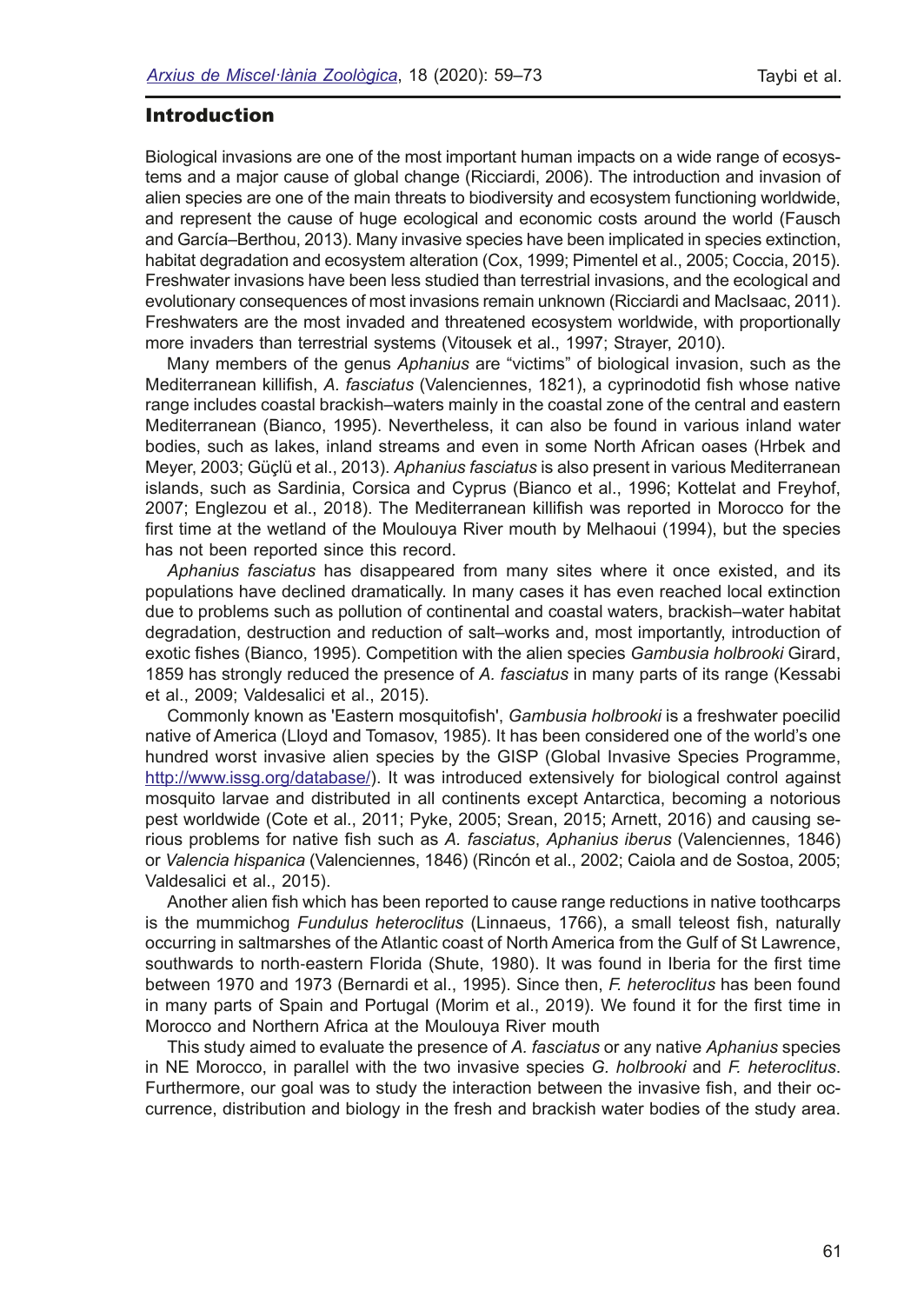## Introduction

Biological invasions are one of the most important human impacts on a wide range of ecosystems and a major cause of global change (Ricciardi, 2006). The introduction and invasion of alien species are one of the main threats to biodiversity and ecosystem functioning worldwide, and represent the cause of huge ecological and economic costs around the world (Fausch and García–Berthou, 2013). Many invasive species have been implicated in species extinction, habitat degradation and ecosystem alteration (Cox, 1999; Pimentel et al., 2005; Coccia, 2015). Freshwater invasions have been less studied than terrestrial invasions, and the ecological and evolutionary consequences of most invasions remain unknown (Ricciardi and MacIsaac, 2011). Freshwaters are the most invaded and threatened ecosystem worldwide, with proportionally more invaders than terrestrial systems (Vitousek et al., 1997; Strayer, 2010).

Many members of the genus *Aphanius* are "victims" of biological invasion, such as the Mediterranean killifish, *A. fasciatus* (Valenciennes, 1821), a cyprinodotid fish whose native range includes coastal brackish–waters mainly in the coastal zone of the central and eastern Mediterranean (Bianco, 1995). Nevertheless, it can also be found in various inland water bodies, such as lakes, inland streams and even in some North African oases (Hrbek and Meyer, 2003; Güçlü et al., 2013). *Aphanius fasciatus* is also present in various Mediterranean islands, such as Sardinia, Corsica and Cyprus (Bianco et al., 1996; Kottelat and Freyhof, 2007; Englezou et al., 2018). The Mediterranean killifish was reported in Morocco for the first time at the wetland of the Moulouya River mouth by Melhaoui (1994), but the species has not been reported since this record.

*Aphanius fasciatus* has disappeared from many sites where it once existed, and its populations have declined dramatically. In many cases it has even reached local extinction due to problems such as pollution of continental and coastal waters, brackish–water habitat degradation, destruction and reduction of salt–works and, most importantly, introduction of exotic fishes (Bianco, 1995). Competition with the alien species *Gambusia holbrooki* Girard, 1859 has strongly reduced the presence of *A. fasciatus* in many parts of its range (Kessabi et al., 2009; Valdesalici et al., 2015).

Commonly known as 'Eastern mosquitofish', *Gambusia holbrooki* is a freshwater poecilid native of America (Lloyd and Tomasov, 1985). It has been considered one of the world's one hundred worst invasive alien species by the GISP (Global Invasive Species Programme, http://www.issg.org/database/). It was introduced extensively for biological control against mosquito larvae and distributed in all continents except Antarctica, becoming a notorious pest worldwide (Cote et al., 2011; Pyke, 2005; Srean, 2015; Arnett, 2016) and causing serious problems for native fish such as *A. fasciatus*, *Aphanius iberus* (Valenciennes, 1846) or *Valencia hispanica* (Valenciennes, 1846) (Rincón et al., 2002; Caiola and de Sostoa, 2005; Valdesalici et al., 2015).

Another alien fish which has been reported to cause range reductions in native toothcarps is the mummichog *Fundulus heteroclitus* (Linnaeus, 1766), a small teleost fish, naturally occurring in saltmarshes of the Atlantic coast of North America from the Gulf of St Lawrence, southwards to north-eastern Florida (Shute, 1980). It was found in Iberia for the first time between 1970 and 1973 (Bernardi et al., 1995). Since then, *F. heteroclitus* has been found in many parts of Spain and Portugal (Morim et al., 2019). We found it for the first time in Morocco and Northern Africa at the Moulouya River mouth

This study aimed to evaluate the presence of *A. fasciatus* or any native *Aphanius* species in NE Morocco, in parallel with the two invasive species *G. holbrooki* and *F. heteroclitus*. Furthermore, our goal was to study the interaction between the invasive fish, and their occurrence, distribution and biology in the fresh and brackish water bodies of the study area.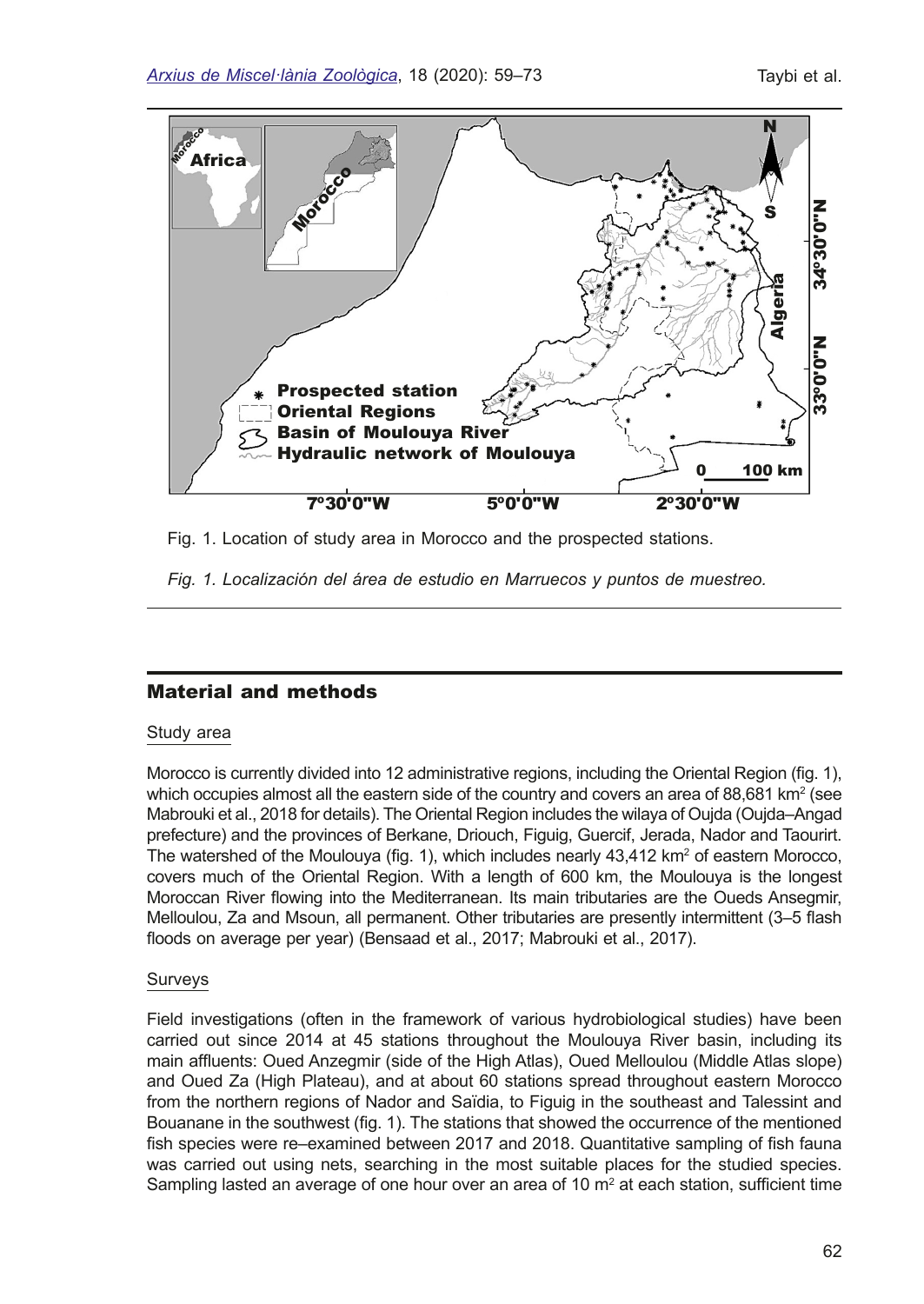Fig. 1. Location of study area in Morocco and the prospected stations.

*Fig. 1. Localización del área de estudio en Marruecos y puntos de muestreo.*

## Material and methods

### Study area

Morocco is currently divided into 12 administrative regions, including the Oriental Region (fig. 1), which occupies almost all the eastern side of the country and covers an area of 88,681 km$^2$ (see Mabrouki et al., 2018 for details). The Oriental Region includes the wilaya of Oujda (Oujda–Angad prefecture) and the provinces of Berkane, Driouch, Figuig, Guercif, Jerada, Nador and Taourirt. The watershed of the Moulouya (fig. 1), which includes nearly 43,412 km$^2$ of eastern Morocco, covers much of the Oriental Region. With a length of 600 km, the Moulouya is the longest Moroccan River flowing into the Mediterranean. Its main tributaries are the Oueds Ansegmir, Melloulou, Za and Msoun, all permanent. Other tributaries are presently intermittent (3–5 flash floods on average per year) (Bensaad et al., 2017; Mabrouki et al., 2017).

### Surveys

Field investigations (often in the framework of various hydrobiological studies) have been carried out since 2014 at 45 stations throughout the Moulouya River basin, including its main affluents: Oued Anzegmir (side of the High Atlas), Oued Melloulou (Middle Atlas slope) and Oued Za (High Plateau), and at about 60 stations spread throughout eastern Morocco from the northern regions of Nador and Saïdia, to Figuig in the southeast and Talessint and Bouanane in the southwest (fig. 1). The stations that showed the occurrence of the mentioned fish species were re–examined between 2017 and 2018. Quantitative sampling of fish fauna was carried out using nets, searching in the most suitable places for the studied species. Sampling lasted an average of one hour over an area of 10 m$^2$ at each station, sufficient time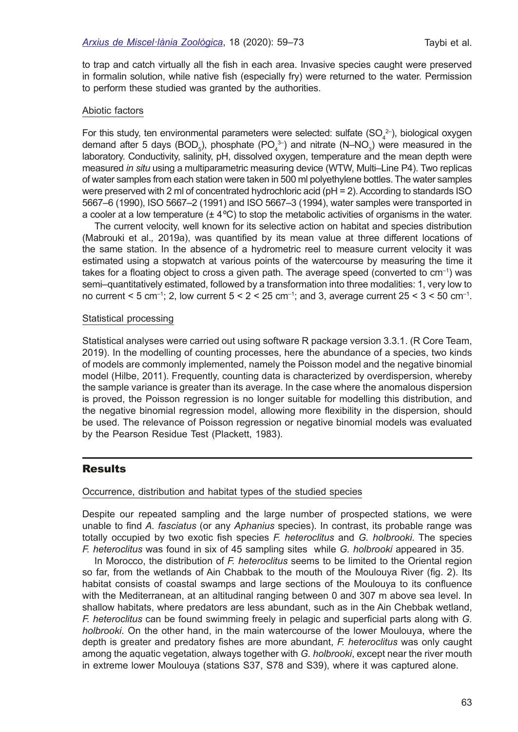to trap and catch virtually all the fish in each area. Invasive species caught were preserved in formalin solution, while native fish (especially fry) were returned to the water. Permission to perform these studied was granted by the authorities.

### Abiotic factors

For this study, ten environmental parameters were selected: sulfate ($SO_4^{2-}$), biological oxygen demand after 5 days ($BOD_5$), phosphate ($PO_4^{3-}$) and nitrate (N–$NO_3$) were measured in the laboratory. Conductivity, salinity, pH, dissolved oxygen, temperature and the mean depth were measured *in situ* using a multiparametric measuring device (WTW, Multi–Line P4). Two replicas of water samples from each station were taken in 500 ml polyethylene bottles. The water samples were preserved with 2 ml of concentrated hydrochloric acid (pH = 2). According to standards ISO 5667–6 (1990), ISO 5667–2 (1991) and ISO 5667–3 (1994), water samples were transported in a cooler at a low temperature (± 4 ºC) to stop the metabolic activities of organisms in the water.

The current velocity, well known for its selective action on habitat and species distribution (Mabrouki et al., 2019a), was quantified by its mean value at three different locations of the same station. In the absence of a hydrometric reel to measure current velocity it was estimated using a stopwatch at various points of the watercourse by measuring the time it takes for a floating object to cross a given path. The average speed (converted to $cm^{-1}$) was semi–quantitatively estimated, followed by a transformation into three modalities: 1, very low to no current < 5 $cm^{-1}$; 2, low current 5 < 2 < 25 $cm^{-1}$; and 3, average current 25 < 3 < 50 $cm^{-1}$.

### Statistical processing

Statistical analyses were carried out using software R package version 3.3.1. (R Core Team, 2019). In the modelling of counting processes, here the abundance of a species, two kinds of models are commonly implemented, namely the Poisson model and the negative binomial model (Hilbe, 2011). Frequently, counting data is characterized by overdispersion, whereby the sample variance is greater than its average. In the case where the anomalous dispersion is proved, the Poisson regression is no longer suitable for modelling this distribution, and the negative binomial regression model, allowing more flexibility in the dispersion, should be used. The relevance of Poisson regression or negative binomial models was evaluated by the Pearson Residue Test (Plackett, 1983).

## Results

### Occurrence, distribution and habitat types of the studied species

Despite our repeated sampling and the large number of prospected stations, we were unable to find *A. fasciatus* (or any *Aphanius* species). In contrast, its probable range was totally occupied by two exotic fish species *F. heteroclitus* and *G. holbrooki*. The species *F. heteroclitus* was found in six of 45 sampling sites while *G. holbrooki* appeared in 35.

In Morocco, the distribution of *F. heteroclitus* seems to be limited to the Oriental region so far, from the wetlands of Ain Chabbak to the mouth of the Moulouya River (fig. 2). Its habitat consists of coastal swamps and large sections of the Moulouya to its confluence with the Mediterranean, at an altitudinal ranging between 0 and 307 m above sea level. In shallow habitats, where predators are less abundant, such as in the Ain Chebbak wetland, *F. heteroclitus* can be found swimming freely in pelagic and superficial parts along with *G. holbrooki*. On the other hand, in the main watercourse of the lower Moulouya, where the depth is greater and predatory fishes are more abundant, *F. heteroclitus* was only caught among the aquatic vegetation, always together with *G. holbrooki*, except near the river mouth in extreme lower Moulouya (stations S37, S78 and S39), where it was captured alone.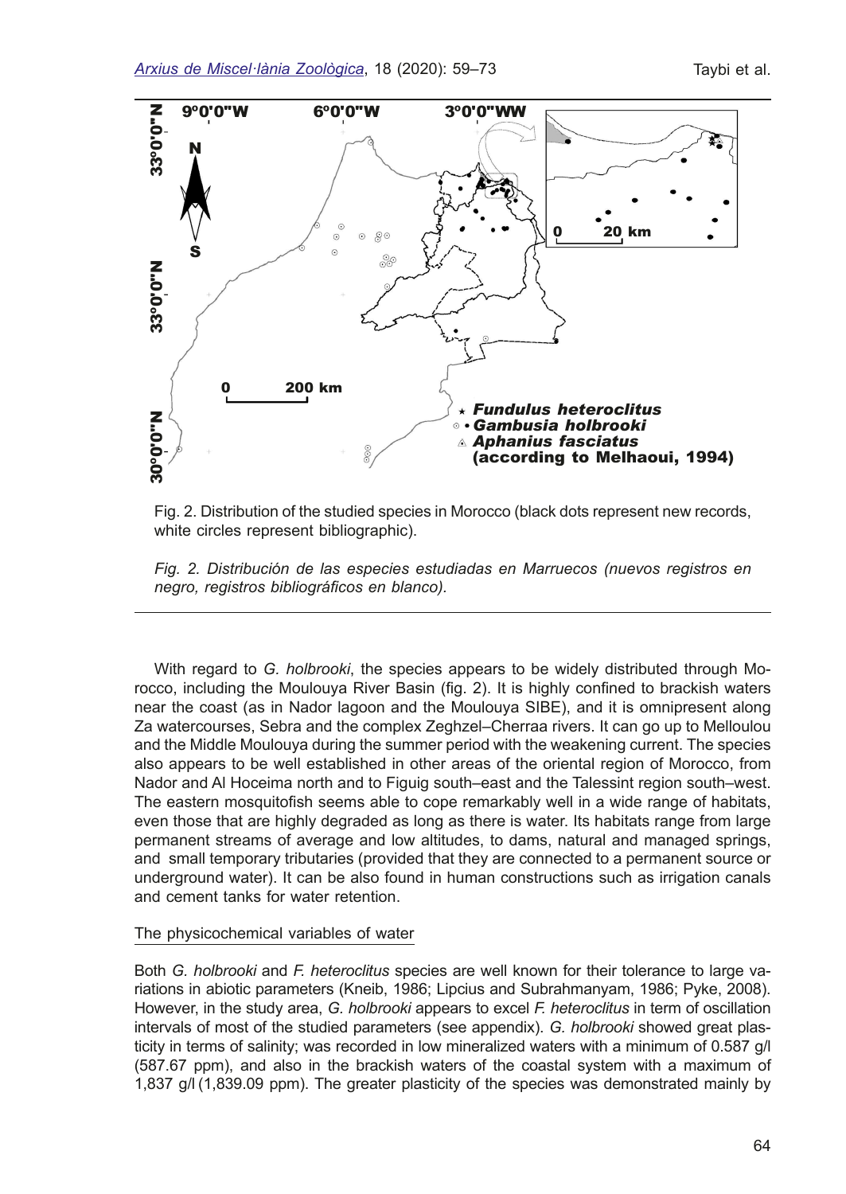Fig. 2. Distribution of the studied species in Morocco (black dots represent new records, white circles represent bibliographic).

*Fig. 2. Distribución de las especies estudiadas en Marruecos (nuevos registros en negro, registros bibliográficos en blanco).*

With regard to *G. holbrooki*, the species appears to be widely distributed through Morocco, including the Moulouya River Basin (fig. 2). It is highly confined to brackish waters near the coast (as in Nador lagoon and the Moulouya SIBE), and it is omnipresent along Za watercourses, Sebra and the complex Zeghzel–Cherraa rivers. It can go up to Melloulou and the Middle Moulouya during the summer period with the weakening current. The species also appears to be well established in other areas of the oriental region of Morocco, from Nador and Al Hoceima north and to Figuig south–east and the Talessint region south–west. The eastern mosquitofish seems able to cope remarkably well in a wide range of habitats, even those that are highly degraded as long as there is water. Its habitats range from large permanent streams of average and low altitudes, to dams, natural and managed springs, and small temporary tributaries (provided that they are connected to a permanent source or underground water). It can be also found in human constructions such as irrigation canals and cement tanks for water retention.

The physicochemical variables of water

Both *G. holbrooki* and *F. heteroclitus* species are well known for their tolerance to large variations in abiotic parameters (Kneib, 1986; Lipcius and Subrahmanyam, 1986; Pyke, 2008). However, in the study area, *G. holbrooki* appears to excel *F. heteroclitus* in term of oscillation intervals of most of the studied parameters (see appendix). *G. holbrooki* showed great plasticity in terms of salinity; was recorded in low mineralized waters with a minimum of 0.587 g/l (587.67 ppm), and also in the brackish waters of the coastal system with a maximum of 1,837 g/l (1,839.09 ppm). The greater plasticity of the species was demonstrated mainly by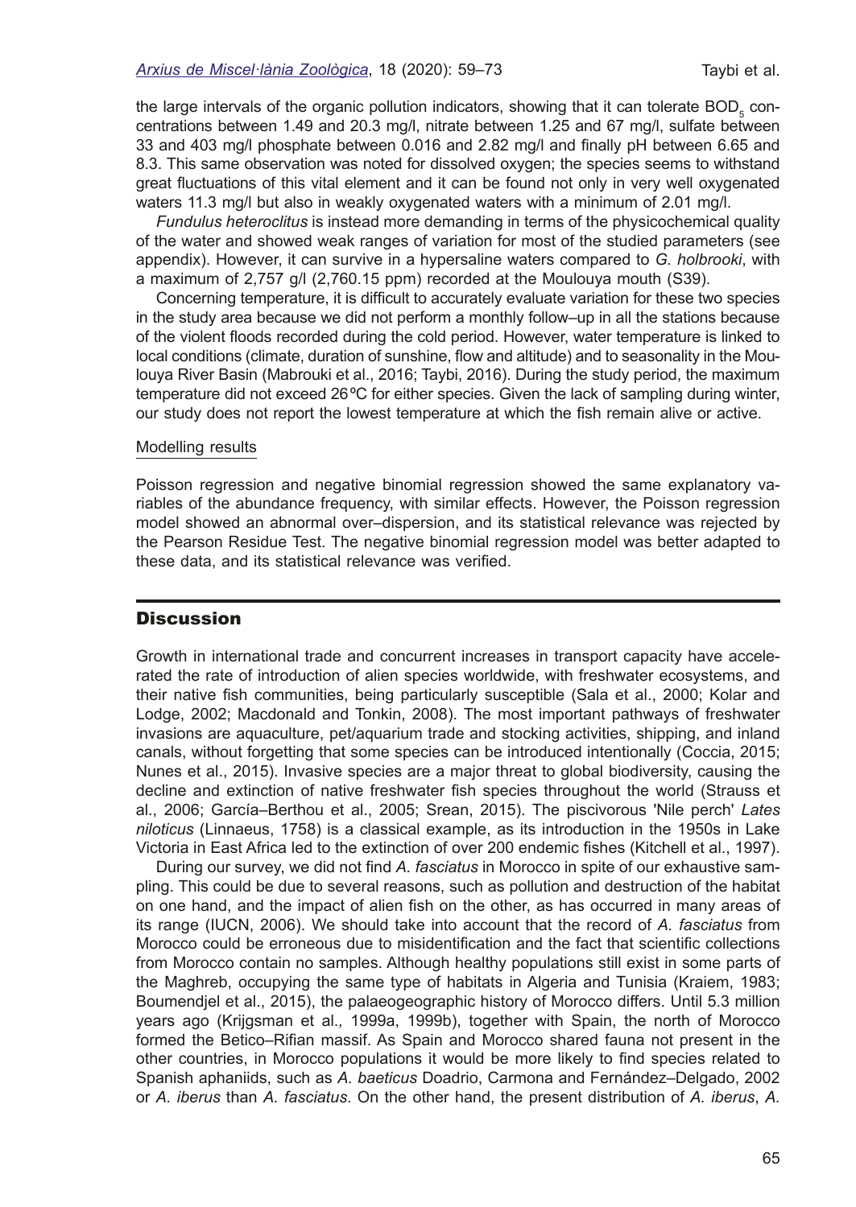the large intervals of the organic pollution indicators, showing that it can tolerate $BOD_5$ concentrations between 1.49 and 20.3 mg/l, nitrate between 1.25 and 67 mg/l, sulfate between 33 and 403 mg/l phosphate between 0.016 and 2.82 mg/l and finally pH between 6.65 and 8.3. This same observation was noted for dissolved oxygen; the species seems to withstand great fluctuations of this vital element and it can be found not only in very well oxygenated waters 11.3 mg/l but also in weakly oxygenated waters with a minimum of 2.01 mg/l.

*Fundulus heteroclitus* is instead more demanding in terms of the physicochemical quality of the water and showed weak ranges of variation for most of the studied parameters (see appendix). However, it can survive in a hypersaline waters compared to *G. holbrooki*, with a maximum of 2,757 g/l (2,760.15 ppm) recorded at the Moulouya mouth (S39).

Concerning temperature, it is difficult to accurately evaluate variation for these two species in the study area because we did not perform a monthly follow–up in all the stations because of the violent floods recorded during the cold period. However, water temperature is linked to local conditions (climate, duration of sunshine, flow and altitude) and to seasonality in the Moulouya River Basin (Mabrouki et al., 2016; Taybi, 2016). During the study period, the maximum temperature did not exceed 26 ºC for either species. Given the lack of sampling during winter, our study does not report the lowest temperature at which the fish remain alive or active.

### Modelling results

Poisson regression and negative binomial regression showed the same explanatory variables of the abundance frequency, with similar effects. However, the Poisson regression model showed an abnormal over–dispersion, and its statistical relevance was rejected by the Pearson Residue Test. The negative binomial regression model was better adapted to these data, and its statistical relevance was verified.

## Discussion

Growth in international trade and concurrent increases in transport capacity have accelerated the rate of introduction of alien species worldwide, with freshwater ecosystems, and their native fish communities, being particularly susceptible (Sala et al., 2000; Kolar and Lodge, 2002; Macdonald and Tonkin, 2008). The most important pathways of freshwater invasions are aquaculture, pet/aquarium trade and stocking activities, shipping, and inland canals, without forgetting that some species can be introduced intentionally (Coccia, 2015; Nunes et al., 2015). Invasive species are a major threat to global biodiversity, causing the decline and extinction of native freshwater fish species throughout the world (Strauss et al., 2006; García–Berthou et al., 2005; Srean, 2015). The piscivorous 'Nile perch' *Lates niloticus* (Linnaeus, 1758) is a classical example, as its introduction in the 1950s in Lake Victoria in East Africa led to the extinction of over 200 endemic fishes (Kitchell et al., 1997).

During our survey, we did not find *A. fasciatus* in Morocco in spite of our exhaustive sampling. This could be due to several reasons, such as pollution and destruction of the habitat on one hand, and the impact of alien fish on the other, as has occurred in many areas of its range (IUCN, 2006). We should take into account that the record of *A. fasciatus* from Morocco could be erroneous due to misidentification and the fact that scientific collections from Morocco contain no samples. Although healthy populations still exist in some parts of the Maghreb, occupying the same type of habitats in Algeria and Tunisia (Kraiem, 1983; Boumendjel et al., 2015), the palaeogeographic history of Morocco differs. Until 5.3 million years ago (Krijgsman et al., 1999a, 1999b), together with Spain, the north of Morocco formed the Betico–Rifian massif. As Spain and Morocco shared fauna not present in the other countries, in Morocco populations it would be more likely to find species related to Spanish aphaniids, such as *A. baeticus* Doadrio, Carmona and Fernández–Delgado, 2002 or *A. iberus* than *A. fasciatus*. On the other hand, the present distribution of *A. iberus*, *A.*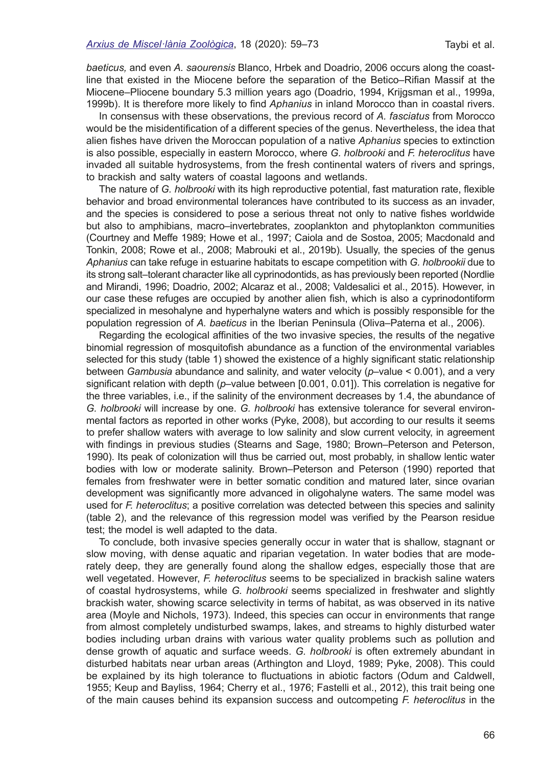*baeticus,* and even *A. saourensis* Blanco, Hrbek and Doadrio, 2006 occurs along the coastline that existed in the Miocene before the separation of the Betico–Rifian Massif at the Miocene–Pliocene boundary 5.3 million years ago (Doadrio, 1994, Krijgsman et al., 1999a, 1999b). It is therefore more likely to find *Aphanius* in inland Morocco than in coastal rivers.

In consensus with these observations, the previous record of *A. fasciatus* from Morocco would be the misidentification of a different species of the genus. Nevertheless, the idea that alien fishes have driven the Moroccan population of a native *Aphanius* species to extinction is also possible, especially in eastern Morocco, where *G. holbrooki* and *F. heteroclitus* have invaded all suitable hydrosystems, from the fresh continental waters of rivers and springs, to brackish and salty waters of coastal lagoons and wetlands.

The nature of *G. holbrooki* with its high reproductive potential, fast maturation rate, flexible behavior and broad environmental tolerances have contributed to its success as an invader, and the species is considered to pose a serious threat not only to native fishes worldwide but also to amphibians, macro–invertebrates, zooplankton and phytoplankton communities (Courtney and Meffe 1989; Howe et al., 1997; Caiola and de Sostoa, 2005; Macdonald and Tonkin, 2008; Rowe et al., 2008; Mabrouki et al., 2019b). Usually, the species of the genus *Aphanius* can take refuge in estuarine habitats to escape competition with *G. holbrookii* due to its strong salt–tolerant character like all cyprinodontids, as has previously been reported (Nordlie and Mirandi, 1996; Doadrio, 2002; Alcaraz et al., 2008; Valdesalici et al., 2015). However, in our case these refuges are occupied by another alien fish, which is also a cyprinodontiform specialized in mesohalyne and hyperhalyne waters and which is possibly responsible for the population regression of *A. baeticus* in the Iberian Peninsula (Oliva–Paterna et al., 2006).

Regarding the ecological affinities of the two invasive species, the results of the negative binomial regression of mosquitofish abundance as a function of the environmental variables selected for this study (table 1) showed the existence of a highly significant static relationship between *Gambusia* abundance and salinity, and water velocity ($p$–value < 0.001), and a very significant relation with depth ($p$–value between [0.001, 0.01]). This correlation is negative for the three variables, i.e., if the salinity of the environment decreases by 1.4, the abundance of *G. holbrooki* will increase by one. *G. holbrooki* has extensive tolerance for several environmental factors as reported in other works (Pyke, 2008), but according to our results it seems to prefer shallow waters with average to low salinity and slow current velocity, in agreement with findings in previous studies (Stearns and Sage, 1980; Brown–Peterson and Peterson, 1990). Its peak of colonization will thus be carried out, most probably, in shallow lentic water bodies with low or moderate salinity. Brown–Peterson and Peterson (1990) reported that females from freshwater were in better somatic condition and matured later, since ovarian development was significantly more advanced in oligohalyne waters. The same model was used for *F. heteroclitus*; a positive correlation was detected between this species and salinity (table 2), and the relevance of this regression model was verified by the Pearson residue test; the model is well adapted to the data.

To conclude, both invasive species generally occur in water that is shallow, stagnant or slow moving, with dense aquatic and riparian vegetation. In water bodies that are moderately deep, they are generally found along the shallow edges, especially those that are well vegetated. However, *F. heteroclitus* seems to be specialized in brackish saline waters of coastal hydrosystems, while *G. holbrooki* seems specialized in freshwater and slightly brackish water, showing scarce selectivity in terms of habitat, as was observed in its native area (Moyle and Nichols, 1973). Indeed, this species can occur in environments that range from almost completely undisturbed swamps, lakes, and streams to highly disturbed water bodies including urban drains with various water quality problems such as pollution and dense growth of aquatic and surface weeds. *G. holbrooki* is often extremely abundant in disturbed habitats near urban areas (Arthington and Lloyd, 1989; Pyke, 2008). This could be explained by its high tolerance to fluctuations in abiotic factors (Odum and Caldwell, 1955; Keup and Bayliss, 1964; Cherry et al., 1976; Fastelli et al., 2012), this trait being one of the main causes behind its expansion success and outcompeting *F. heteroclitus* in the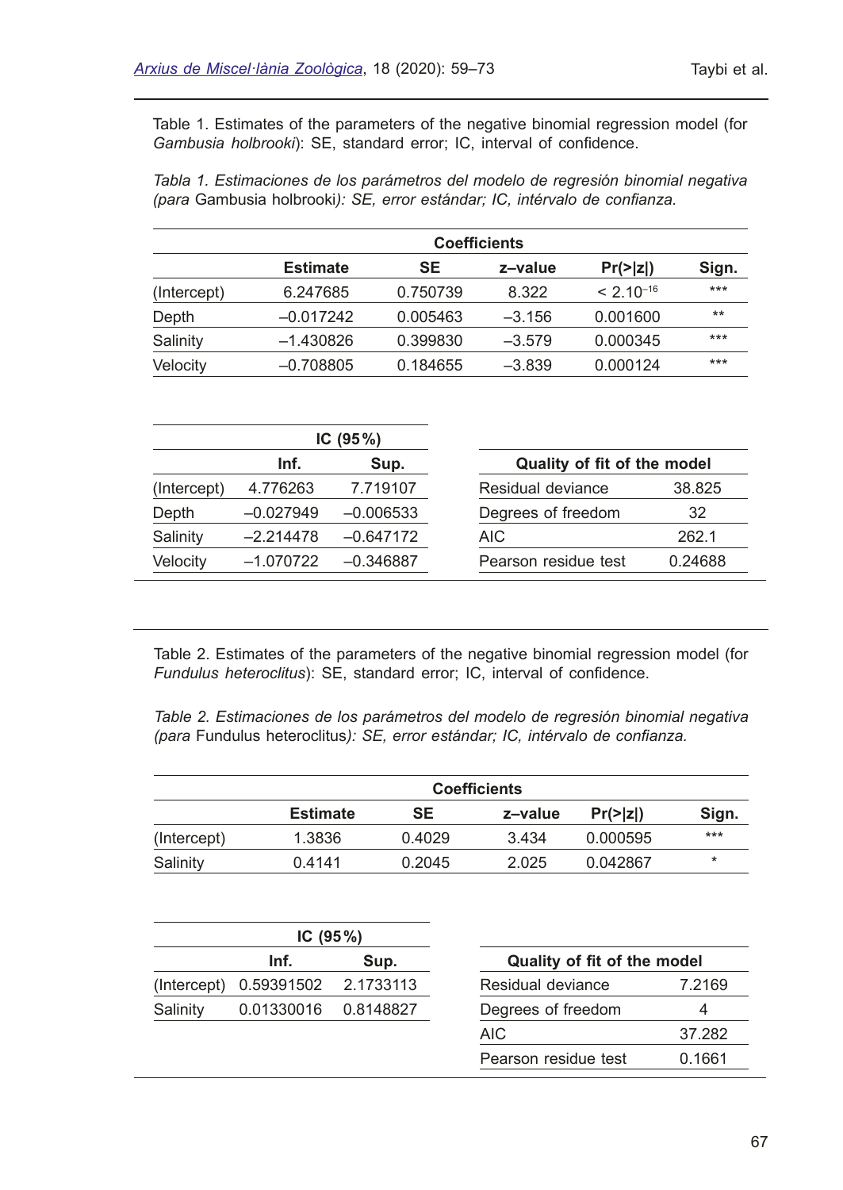Table 1. Estimates of the parameters of the negative binomial regression model (for *Gambusia holbrooki*): SE, standard error; IC, interval of confidence.

*Tabla 1. Estimaciones de los parámetros del modelo de regresión binomial negativa (para* Gambusia holbrooki*): SE, error estándar; IC, intérvalo de confianza.*

| | Coefficients | | | | |
|---|---|---|---|---|---|
| | **Estimate** | **SE** | **z–value** | **Pr(>\|z\|)** | **Sign.** |
| (Intercept) | 6.247685 | 0.750739 | 8.322 | $< 2.10^{-16}$ | *** |
| Depth | –0.017242 | 0.005463 | –3.156 | 0.001600 | ** |
| Salinity | –1.430826 | 0.399830 | –3.579 | 0.000345 | *** |
| Velocity | –0.708805 | 0.184655 | –3.839 | 0.000124 | *** |

| | IC (95%) | |
|---|---|---|
| | **Inf.** | **Sup.** |
| (Intercept) | 4.776263 | 7.719107 |
| Depth | –0.027949 | –0.006533 |
| Salinity | –2.214478 | –0.647172 |
| Velocity | –1.070722 | –0.346887 |

| **Quality of fit of the model** | |
|---|---|
| Residual deviance | 38.825 |
| Degrees of freedom | 32 |
| AIC | 262.1 |
| Pearson residue test | 0.24688 |

Table 2. Estimates of the parameters of the negative binomial regression model (for *Fundulus heteroclitus*): SE, standard error; IC, interval of confidence.

*Table 2. Estimaciones de los parámetros del modelo de regresión binomial negativa (para* Fundulus heteroclitus*): SE, error estándar; IC, intérvalo de confianza.*

| | Coefficients | | | | |
|---|---|---|---|---|---|
| | **Estimate** | **SE** | **z–value** | **Pr(>\|z\|)** | **Sign.** |
| (Intercept) | 1.3836 | 0.4029 | 3.434 | 0.000595 | *** |
| Salinity | 0.4141 | 0.2045 | 2.025 | 0.042867 | * |

| | IC (95%) | |
|---|---|---|
| | **Inf.** | **Sup.** |
| (Intercept) | 0.59391502 | 2.1733113 |
| Salinity | 0.01330016 | 0.8148827 |

| **Quality of fit of the model** | |
|---|---|
| Residual deviance | 7.2169 |
| Degrees of freedom | 4 |
| AIC | 37.282 |
| Pearson residue test | 0.1661 |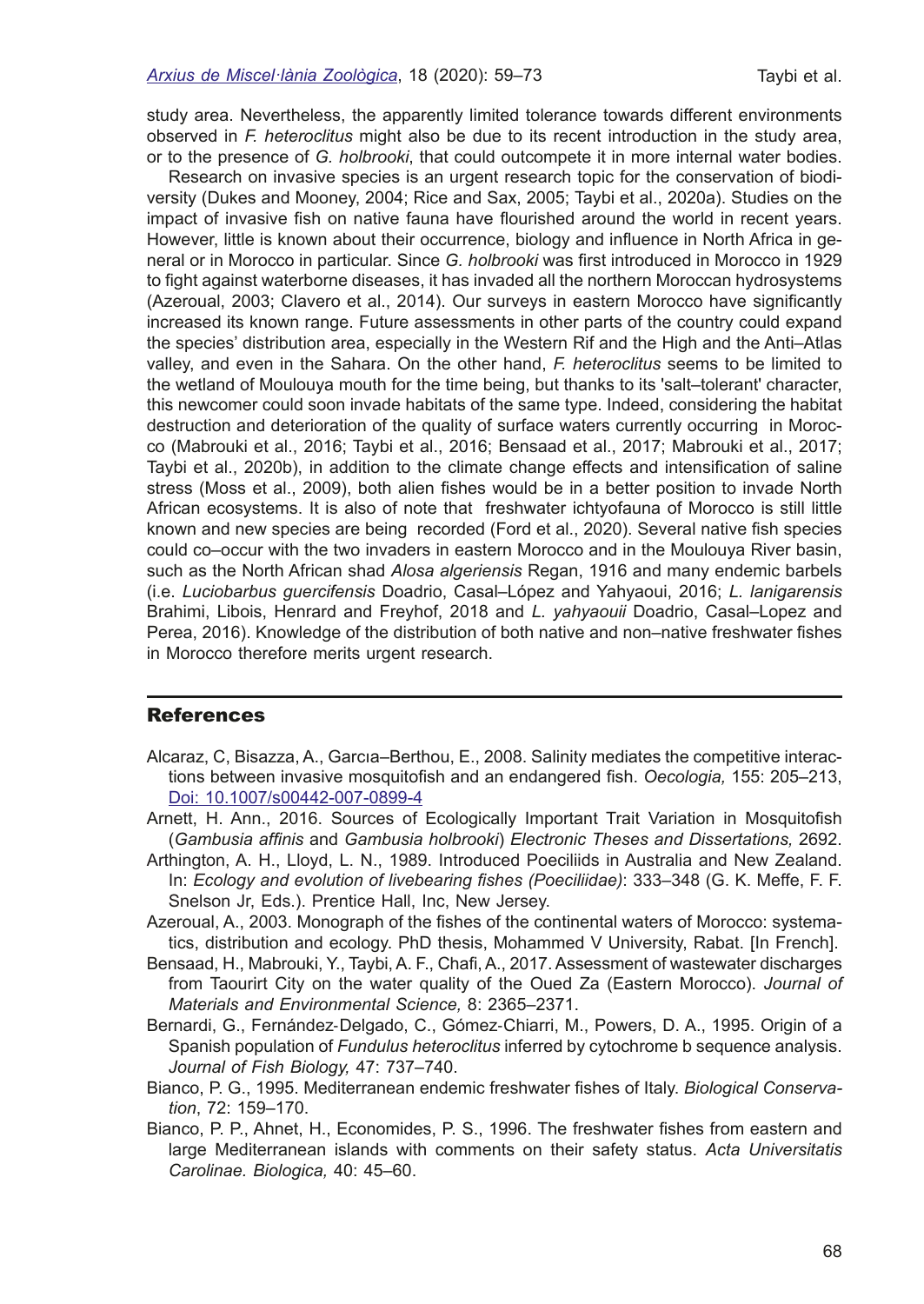study area. Nevertheless, the apparently limited tolerance towards different environments observed in *F. heteroclitus* might also be due to its recent introduction in the study area, or to the presence of *G. holbrooki*, that could outcompete it in more internal water bodies.

Research on invasive species is an urgent research topic for the conservation of biodiversity (Dukes and Mooney, 2004; Rice and Sax, 2005; Taybi et al., 2020a). Studies on the impact of invasive fish on native fauna have flourished around the world in recent years. However, little is known about their occurrence, biology and influence in North Africa in general or in Morocco in particular. Since *G. holbrooki* was first introduced in Morocco in 1929 to fight against waterborne diseases, it has invaded all the northern Moroccan hydrosystems (Azeroual, 2003; Clavero et al., 2014). Our surveys in eastern Morocco have significantly increased its known range. Future assessments in other parts of the country could expand the species' distribution area, especially in the Western Rif and the High and the Anti–Atlas valley, and even in the Sahara. On the other hand, *F. heteroclitus* seems to be limited to the wetland of Moulouya mouth for the time being, but thanks to its 'salt–tolerant' character, this newcomer could soon invade habitats of the same type. Indeed, considering the habitat destruction and deterioration of the quality of surface waters currently occurring in Morocco (Mabrouki et al., 2016; Taybi et al., 2016; Bensaad et al., 2017; Mabrouki et al., 2017; Taybi et al., 2020b), in addition to the climate change effects and intensification of saline stress (Moss et al., 2009), both alien fishes would be in a better position to invade North African ecosystems. It is also of note that freshwater ichtyofauna of Morocco is still little known and new species are being recorded (Ford et al., 2020). Several native fish species could co–occur with the two invaders in eastern Morocco and in the Moulouya River basin, such as the North African shad *Alosa algeriensis* Regan, 1916 and many endemic barbels (i.e. *Luciobarbus guercifensis* Doadrio, Casal–López and Yahyaoui, 2016; *L. lanigarensis* Brahimi, Libois, Henrard and Freyhof, 2018 and *L. yahyaouii* Doadrio, Casal–Lopez and Perea, 2016). Knowledge of the distribution of both native and non–native freshwater fishes in Morocco therefore merits urgent research.

## References

Alcaraz, C, Bisazza, A., Garcıa–Berthou, E., 2008. Salinity mediates the competitive interactions between invasive mosquitofish and an endangered fish. *Oecologia,* 155: 205–213, Doi: 10.1007/s00442-007-0899-4

Arnett, H. Ann., 2016. Sources of Ecologically Important Trait Variation in Mosquitofish (*Gambusia affinis* and *Gambusia holbrooki*) *Electronic Theses and Dissertations,* 2692.

Arthington, A. H., Lloyd, L. N., 1989. Introduced Poeciliids in Australia and New Zealand. In: *Ecology and evolution of livebearing fishes (Poeciliidae)*: 333–348 (G. K. Meffe, F. F. Snelson Jr, Eds.). Prentice Hall, Inc, New Jersey.

Azeroual, A., 2003. Monograph of the fishes of the continental waters of Morocco: systematics, distribution and ecology. PhD thesis, Mohammed V University, Rabat. [In French].

Bensaad, H., Mabrouki, Y., Taybi, A. F., Chafi, A., 2017. Assessment of wastewater discharges from Taourirt City on the water quality of the Oued Za (Eastern Morocco). *Journal of Materials and Environmental Science,* 8: 2365–2371.

Bernardi, G., Fernández‑Delgado, C., Gómez‑Chiarri, M., Powers, D. A., 1995. Origin of a Spanish population of *Fundulus heteroclitus* inferred by cytochrome b sequence analysis. *Journal of Fish Biology,* 47: 737–740.

Bianco, P. G., 1995. Mediterranean endemic freshwater fishes of Italy. *Biological Conservation*, 72: 159–170.

Bianco, P. P., Ahnet, H., Economides, P. S., 1996. The freshwater fishes from eastern and large Mediterranean islands with comments on their safety status. *Acta Universitatis Carolinae. Biologica,* 40: 45–60.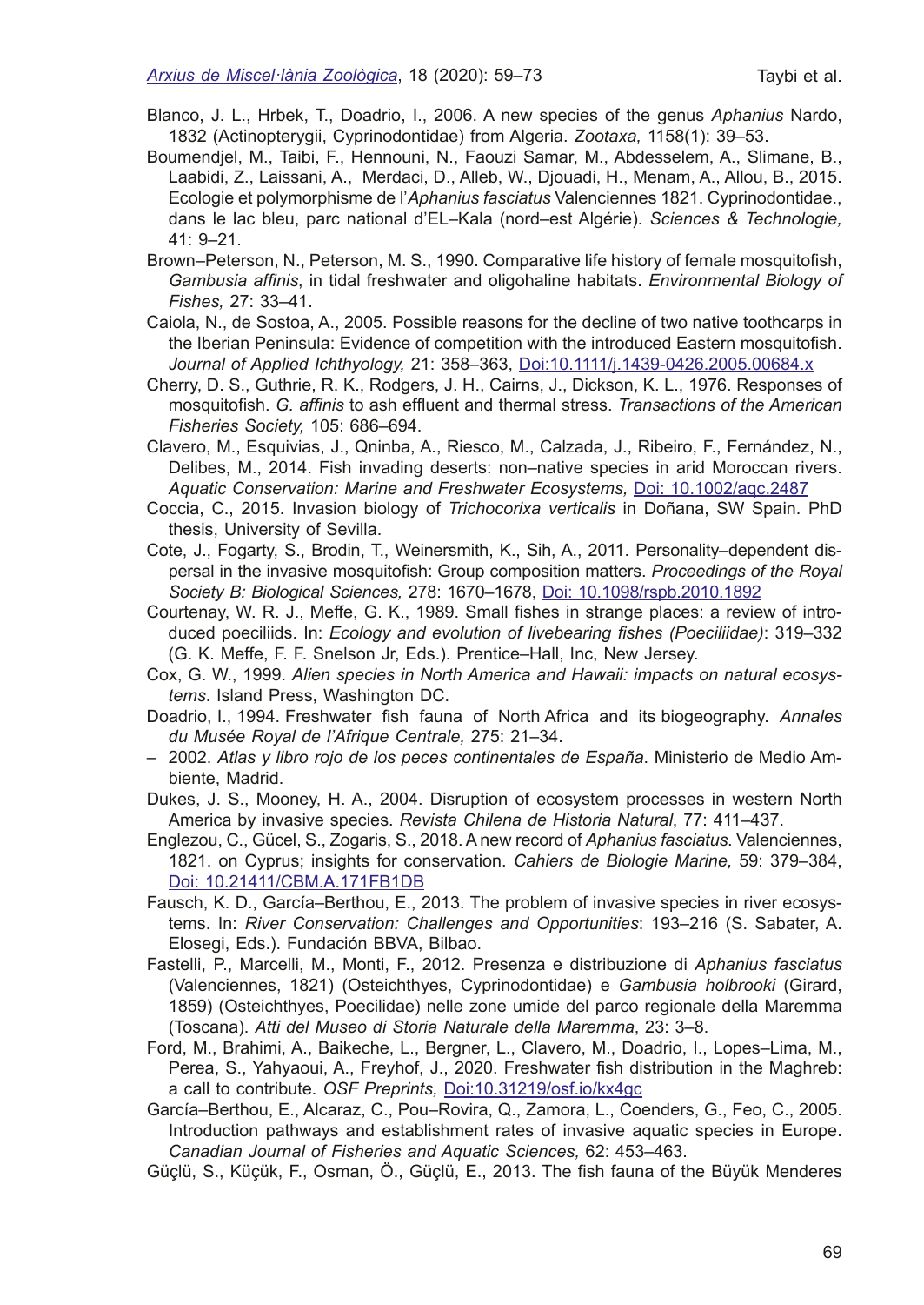Blanco, J. L., Hrbek, T., Doadrio, I., 2006. A new species of the genus *Aphanius* Nardo, 1832 (Actinopterygii, Cyprinodontidae) from Algeria. *Zootaxa,* 1158(1): 39–53.

Boumendjel, M., Taibi, F., Hennouni, N., Faouzi Samar, M., Abdesselem, A., Slimane, B., Laabidi, Z., Laissani, A., Merdaci, D., Alleb, W., Djouadi, H., Menam, A., Allou, B., 2015. Ecologie et polymorphisme de l'*Aphanius fasciatus* Valenciennes 1821. Cyprinodontidae., dans le lac bleu, parc national d'EL–Kala (nord–est Algérie). *Sciences & Technologie,* 41: 9–21.

Brown–Peterson, N., Peterson, M. S., 1990. Comparative life history of female mosquitofish, *Gambusia affinis*, in tidal freshwater and oligohaline habitats. *Environmental Biology of Fishes,* 27: 33–41.

Caiola, N., de Sostoa, A., 2005. Possible reasons for the decline of two native toothcarps in the Iberian Peninsula: Evidence of competition with the introduced Eastern mosquitofish. *Journal of Applied Ichthyology,* 21: 358–363, Doi:10.1111/j.1439-0426.2005.00684.x

Cherry, D. S., Guthrie, R. K., Rodgers, J. H., Cairns, J., Dickson, K. L., 1976. Responses of mosquitofish. *G. affinis* to ash effluent and thermal stress. *Transactions of the American Fisheries Society,* 105: 686–694.

Clavero, M., Esquivias, J., Qninba, A., Riesco, M., Calzada, J., Ribeiro, F., Fernández, N., Delibes, M., 2014. Fish invading deserts: non–native species in arid Moroccan rivers. *Aquatic Conservation: Marine and Freshwater Ecosystems,* Doi: 10.1002/aqc.2487

Coccia, C., 2015. Invasion biology of *Trichocorixa verticalis* in Doñana, SW Spain. PhD thesis, University of Sevilla.

Cote, J., Fogarty, S., Brodin, T., Weinersmith, K., Sih, A., 2011. Personality–dependent dispersal in the invasive mosquitofish: Group composition matters. *Proceedings of the Royal Society B: Biological Sciences,* 278: 1670–1678, Doi: 10.1098/rspb.2010.1892

Courtenay, W. R. J., Meffe, G. K., 1989. Small fishes in strange places: a review of introduced poeciliids. In: *Ecology and evolution of livebearing fishes (Poeciliidae)*: 319–332 (G. K. Meffe, F. F. Snelson Jr, Eds.). Prentice–Hall, Inc, New Jersey.

Cox, G. W., 1999. *Alien species in North America and Hawaii: impacts on natural ecosystems*. Island Press, Washington DC.

Doadrio, I., 1994. Freshwater fish fauna of North Africa and its biogeography. *Annales du Musée Royal de l'Afrique Centrale,* 275: 21–34.

– 2002. *Atlas y libro rojo de los peces continentales de España*. Ministerio de Medio Ambiente, Madrid.

Dukes, J. S., Mooney, H. A., 2004. Disruption of ecosystem processes in western North America by invasive species. *Revista Chilena de Historia Natural*, 77: 411–437.

Englezou, C., Gücel, S., Zogaris, S., 2018. A new record of *Aphanius fasciatus*. Valenciennes, 1821. on Cyprus; insights for conservation. *Cahiers de Biologie Marine,* 59: 379–384, Doi: 10.21411/CBM.A.171FB1DB

Fausch, K. D., García–Berthou, E., 2013. The problem of invasive species in river ecosystems. In: *River Conservation: Challenges and Opportunities*: 193–216 (S. Sabater, A. Elosegi, Eds.). Fundación BBVA, Bilbao.

Fastelli, P., Marcelli, M., Monti, F., 2012. Presenza e distribuzione di *Aphanius fasciatus* (Valenciennes, 1821) (Osteichthyes, Cyprinodontidae) e *Gambusia holbrooki* (Girard, 1859) (Osteichthyes, Poecilidae) nelle zone umide del parco regionale della Maremma (Toscana). *Atti del Museo di Storia Naturale della Maremma*, 23: 3–8.

Ford, M., Brahimi, A., Baikeche, L., Bergner, L., Clavero, M., Doadrio, I., Lopes–Lima, M., Perea, S., Yahyaoui, A., Freyhof, J., 2020. Freshwater fish distribution in the Maghreb: a call to contribute. *OSF Preprints,* Doi:10.31219/osf.io/kx4gc

García–Berthou, E., Alcaraz, C., Pou–Rovira, Q., Zamora, L., Coenders, G., Feo, C., 2005. Introduction pathways and establishment rates of invasive aquatic species in Europe. *Canadian Journal of Fisheries and Aquatic Sciences,* 62: 453–463.

Güçlü, S., Küçük, F., Osman, Ö., Güçlü, E., 2013. The fish fauna of the Büyük Menderes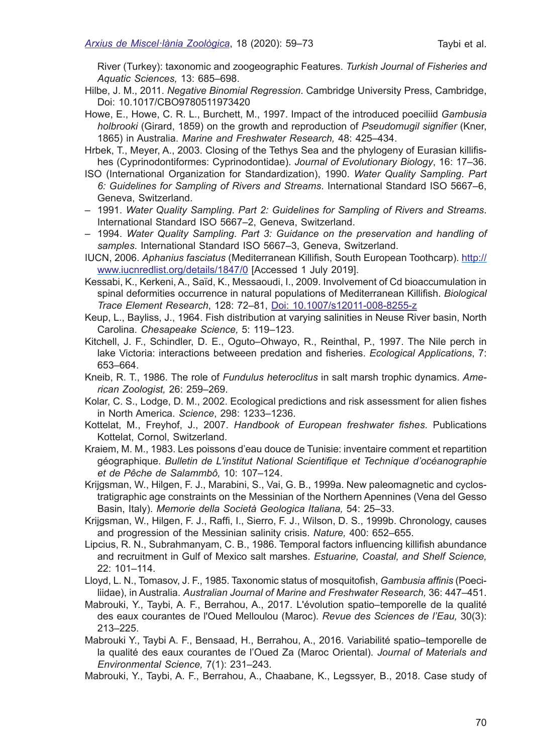River (Turkey): taxonomic and zoogeographic Features. *Turkish Journal of Fisheries and Aquatic Sciences,* 13: 685–698.

Hilbe, J. M., 2011. *Negative Binomial Regression*. Cambridge University Press, Cambridge, Doi: 10.1017/CBO9780511973420

Howe, E., Howe, C. R. L., Burchett, M., 1997. Impact of the introduced poeciliid *Gambusia holbrooki* (Girard, 1859) on the growth and reproduction of *Pseudomugil signifier* (Kner, 1865) in Australia. *Marine and Freshwater Research,* 48: 425–434.

Hrbek, T., Meyer, A., 2003. Closing of the Tethys Sea and the phylogeny of Eurasian killifishes (Cyprinodontiformes: Cyprinodontidae). *Journal of Evolutionary Biology*, 16: 17–36.

ISO (International Organization for Standardization), 1990. *Water Quality Sampling*. *Part 6: Guidelines for Sampling of Rivers and Streams*. International Standard ISO 5667–6, Geneva, Switzerland.

– 1991. *Water Quality Sampling*. *Part 2: Guidelines for Sampling of Rivers and Streams*. International Standard ISO 5667–2, Geneva, Switzerland.

– 1994. *Water Quality Sampling*. *Part 3: Guidance on the preservation and handling of samples*. International Standard ISO 5667–3, Geneva, Switzerland.

IUCN, 2006. *Aphanius fasciatus* (Mediterranean Killifish, South European Toothcarp). http://www.iucnredlist.org/details/1847/0 [Accessed 1 July 2019].

Kessabi, K., Kerkeni, A., Saïd, K., Messaoudi, I., 2009. Involvement of Cd bioaccumulation in spinal deformities occurrence in natural populations of Mediterranean Killifish. *Biological Trace Element Research*, 128: 72–81, Doi: 10.1007/s12011-008-8255-z

Keup, L., Bayliss, J., 1964. Fish distribution at varying salinities in Neuse River basin, North Carolina. *Chesapeake Science,* 5: 119–123.

Kitchell, J. F., Schindler, D. E., Oguto–Ohwayo, R., Reinthal, P., 1997. The Nile perch in lake Victoria: interactions betweeen predation and fisheries. *Ecological Applications*, 7: 653–664.

Kneib, R. T., 1986. The role of *Fundulus heteroclitus* in salt marsh trophic dynamics. *American Zoologist,* 26: 259–269.

Kolar, C. S., Lodge, D. M., 2002. Ecological predictions and risk assessment for alien fishes in North America. *Science*, 298: 1233–1236.

Kottelat, M., Freyhof, J., 2007. *Handbook of European freshwater fishes*. Publications Kottelat, Cornol, Switzerland.

Kraiem, M. M., 1983. Les poissons d'eau douce de Tunisie: inventaire comment et repartition géographique. *Bulletin de L'institut National Scientifique et Technique d'océanographie et de Pêche de Salammbô,* 10: 107–124.

Krijgsman, W., Hilgen, F. J., Marabini, S., Vai, G. B., 1999a. New paleomagnetic and cyclostratigraphic age constraints on the Messinian of the Northern Apennines (Vena del Gesso Basin, Italy). *Memorie della Società Geologica Italiana,* 54: 25–33.

Krijgsman, W., Hilgen, F. J., Raffi, I., Sierro, F. J., Wilson, D. S., 1999b. Chronology, causes and progression of the Messinian salinity crisis. *Nature,* 400: 652–655.

Lipcius, R. N., Subrahmanyam, C. B., 1986. Temporal factors influencing killifish abundance and recruitment in Gulf of Mexico salt marshes. *Estuarine, Coastal, and Shelf Science,* 22: 101–114.

Lloyd, L. N., Tomasov, J. F., 1985. Taxonomic status of mosquitofish, *Gambusia affinis* (Poeciliidae), in Australia. *Australian Journal of Marine and Freshwater Research,* 36: 447–451.

Mabrouki, Y., Taybi, A. F., Berrahou, A., 2017. L'évolution spatio–temporelle de la qualité des eaux courantes de l'Oued Melloulou (Maroc). *Revue des Sciences de l'Eau,* 30(3): 213–225.

Mabrouki Y., Taybi A. F., Bensaad, H., Berrahou, A., 2016. Variabilité spatio–temporelle de la qualité des eaux courantes de l'Oued Za (Maroc Oriental). *Journal of Materials and Environmental Science,* 7(1): 231–243.

Mabrouki, Y., Taybi, A. F., Berrahou, A., Chaabane, K., Legssyer, B., 2018. Case study of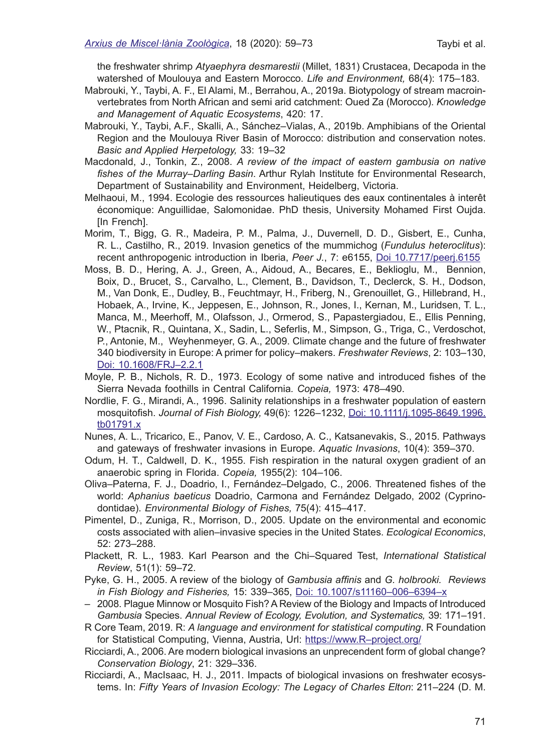the freshwater shrimp *Atyaephyra desmarestii* (Millet, 1831) Crustacea, Decapoda in the watershed of Moulouya and Eastern Morocco. *Life and Environment,* 68(4): 175–183.

Mabrouki, Y., Taybi, A. F., El Alami, M., Berrahou, A., 2019a. Biotypology of stream macroinvertebrates from North African and semi arid catchment: Oued Za (Morocco). *Knowledge and Management of Aquatic Ecosystems*, 420: 17.

Mabrouki, Y., Taybi, A.F., Skalli, A., Sánchez–Vialas, A., 2019b. Amphibians of the Oriental Region and the Moulouya River Basin of Morocco: distribution and conservation notes. *Basic and Applied Herpetology,* 33: 19–32

Macdonald, J., Tonkin, Z., 2008. *A review of the impact of eastern gambusia on native fishes of the Murray–Darling Basin*. Arthur Rylah Institute for Environmental Research, Department of Sustainability and Environment, Heidelberg, Victoria.

Melhaoui, M., 1994. Ecologie des ressources halieutiques des eaux continentales à interêt économique: Anguillidae, Salomonidae. PhD thesis, University Mohamed First Oujda. [In French].

Morim, T., Bigg, G. R., Madeira, P. M., Palma, J., Duvernell, D. D., Gisbert, E., Cunha, R. L., Castilho, R., 2019. Invasion genetics of the mummichog (*Fundulus heteroclitus*): recent anthropogenic introduction in Iberia, *Peer J.*, 7: e6155, Doi 10.7717/peerj.6155

Moss, B. D., Hering, A. J., Green, A., Aidoud, A., Becares, E., Beklioglu, M., Bennion, Boix, D., Brucet, S., Carvalho, L., Clement, B., Davidson, T., Declerck, S. H., Dodson, M., Van Donk, E., Dudley, B., Feuchtmayr, H., Friberg, N., Grenouillet, G., Hillebrand, H., Hobaek, A., Irvine, K., Jeppesen, E., Johnson, R., Jones, I., Kernan, M., Luridsen, T. L., Manca, M., Meerhoff, M., Olafsson, J., Ormerod, S., Papastergiadou, E., Ellis Penning, W., Ptacnik, R., Quintana, X., Sadin, L., Seferlis, M., Simpson, G., Triga, C., Verdoschot, P., Antonie, M., Weyhenmeyer, G. A., 2009. Climate change and the future of freshwater 340 biodiversity in Europe: A primer for policy–makers. *Freshwater Reviews*, 2: 103–130, Doi: 10.1608/FRJ–2.2.1

Moyle, P. B., Nichols, R. D., 1973. Ecology of some native and introduced fishes of the Sierra Nevada foothills in Central California. *Copeia,* 1973: 478–490.

Nordlie, F. G., Mirandi, A., 1996. Salinity relationships in a freshwater population of eastern mosquitofish. *Journal of Fish Biology,* 49(6): 1226–1232, Doi: 10.1111/j.1095-8649.1996.tb01791.x

Nunes, A. L., Tricarico, E., Panov, V. E., Cardoso, A. C., Katsanevakis, S., 2015. Pathways and gateways of freshwater invasions in Europe. *Aquatic Invasions*, 10(4): 359–370.

Odum, H. T., Caldwell, D. K., 1955. Fish respiration in the natural oxygen gradient of an anaerobic spring in Florida. *Copeia,* 1955(2): 104–106.

Oliva–Paterna, F. J., Doadrio, I., Fernández–Delgado, C., 2006. Threatened fishes of the world: *Aphanius baeticus* Doadrio, Carmona and Fernández Delgado, 2002 (Cyprinodontidae). *Environmental Biology of Fishes,* 75(4): 415–417.

Pimentel, D., Zuniga, R., Morrison, D., 2005. Update on the environmental and economic costs associated with alien–invasive species in the United States. *Ecological Economics*, 52: 273–288.

Plackett, R. L., 1983. Karl Pearson and the Chi–Squared Test, *International Statistical Review*, 51(1): 59–72.

Pyke, G. H., 2005. A review of the biology of *Gambusia affinis* and *G. holbrooki*. *Reviews in Fish Biology and Fisheries,* 15: 339–365, Doi: 10.1007/s11160–006–6394–x

– 2008. Plague Minnow or Mosquito Fish? A Review of the Biology and Impacts of Introduced *Gambusia* Species. *Annual Review of Ecology, Evolution, and Systematics,* 39: 171–191.

R Core Team, 2019. R: *A language and environment for statistical computing*. R Foundation for Statistical Computing, Vienna, Austria, Url: https://www.R–project.org/

Ricciardi, A., 2006. Are modern biological invasions an unprecendent form of global change? *Conservation Biology*, 21: 329–336.

Ricciardi, A., MacIsaac, H. J., 2011. Impacts of biological invasions on freshwater ecosystems. In: *Fifty Years of Invasion Ecology: The Legacy of Charles Elton*: 211–224 (D. M.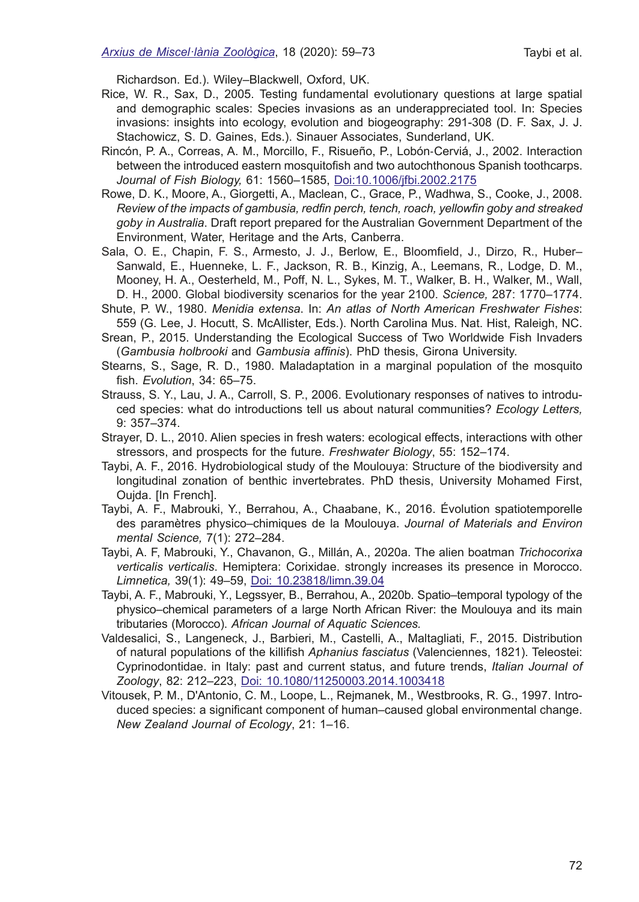Richardson. Ed.). Wiley–Blackwell, Oxford, UK.

Rice, W. R., Sax, D., 2005. Testing fundamental evolutionary questions at large spatial and demographic scales: Species invasions as an underappreciated tool. In: Species invasions: insights into ecology, evolution and biogeography: 291-308 (D. F. Sax, J. J. Stachowicz, S. D. Gaines, Eds.). Sinauer Associates, Sunderland, UK.

Rincón, P. A., Correas, A. M., Morcillo, F., Risueño, P., Lobón-Cerviá, J., 2002. Interaction between the introduced eastern mosquitofish and two autochthonous Spanish toothcarps. *Journal of Fish Biology,* 61: 1560–1585, [Doi:10.1006/jfbi.2002.2175](https://doi.org/10.1006/jfbi.2002.2175)

Rowe, D. K., Moore, A., Giorgetti, A., Maclean, C., Grace, P., Wadhwa, S., Cooke, J., 2008. *Review of the impacts of gambusia, redfin perch, tench, roach, yellowfin goby and streaked goby in Australia*. Draft report prepared for the Australian Government Department of the Environment, Water, Heritage and the Arts, Canberra.

Sala, O. E., Chapin, F. S., Armesto, J. J., Berlow, E., Bloomfield, J., Dirzo, R., Huber–Sanwald, E., Huenneke, L. F., Jackson, R. B., Kinzig, A., Leemans, R., Lodge, D. M., Mooney, H. A., Oesterheld, M., Poff, N. L., Sykes, M. T., Walker, B. H., Walker, M., Wall, D. H., 2000. Global biodiversity scenarios for the year 2100. *Science,* 287: 1770–1774.

Shute, P. W., 1980. *Menidia extensa*. In: *An atlas of North American Freshwater Fishes*: 559 (G. Lee, J. Hocutt, S. McAllister, Eds.). North Carolina Mus. Nat. Hist, Raleigh, NC.

Srean, P., 2015. Understanding the Ecological Success of Two Worldwide Fish Invaders (*Gambusia holbrooki* and *Gambusia affinis*). PhD thesis, Girona University.

Stearns, S., Sage, R. D., 1980. Maladaptation in a marginal population of the mosquito fish. *Evolution*, 34: 65–75.

Strauss, S. Y., Lau, J. A., Carroll, S. P., 2006. Evolutionary responses of natives to introduced species: what do introductions tell us about natural communities? *Ecology Letters,* 9: 357–374.

Strayer, D. L., 2010. Alien species in fresh waters: ecological effects, interactions with other stressors, and prospects for the future. *Freshwater Biology*, 55: 152–174.

Taybi, A. F., 2016. Hydrobiological study of the Moulouya: Structure of the biodiversity and longitudinal zonation of benthic invertebrates. PhD thesis, University Mohamed First, Oujda. [In French].

Taybi, A. F., Mabrouki, Y., Berrahou, A., Chaabane, K., 2016. Évolution spatiotemporelle des paramètres physico–chimiques de la Moulouya. *Journal of Materials and Environ mental Science,* 7(1): 272–284.

Taybi, A. F, Mabrouki, Y., Chavanon, G., Millán, A., 2020a. The alien boatman *Trichocorixa verticalis verticalis*. Hemiptera: Corixidae. strongly increases its presence in Morocco. *Limnetica,* 39(1): 49–59, [Doi: 10.23818/limn.39.04](https://doi.org/10.23818/limn.39.04)

Taybi, A. F., Mabrouki, Y., Legssyer, B., Berrahou, A., 2020b. Spatio–temporal typology of the physico–chemical parameters of a large North African River: the Moulouya and its main tributaries (Morocco). *African Journal of Aquatic Sciences.*

Valdesalici, S., Langeneck, J., Barbieri, M., Castelli, A., Maltagliati, F., 2015. Distribution of natural populations of the killifish *Aphanius fasciatus* (Valenciennes, 1821). Teleostei: Cyprinodontidae. in Italy: past and current status, and future trends, *Italian Journal of Zoology*, 82: 212–223, [Doi: 10.1080/11250003.2014.1003418](https://doi.org/10.1080/11250003.2014.1003418)

Vitousek, P. M., D'Antonio, C. M., Loope, L., Rejmanek, M., Westbrooks, R. G., 1997. Introduced species: a significant component of human–caused global environmental change. *New Zealand Journal of Ecology*, 21: 1–16.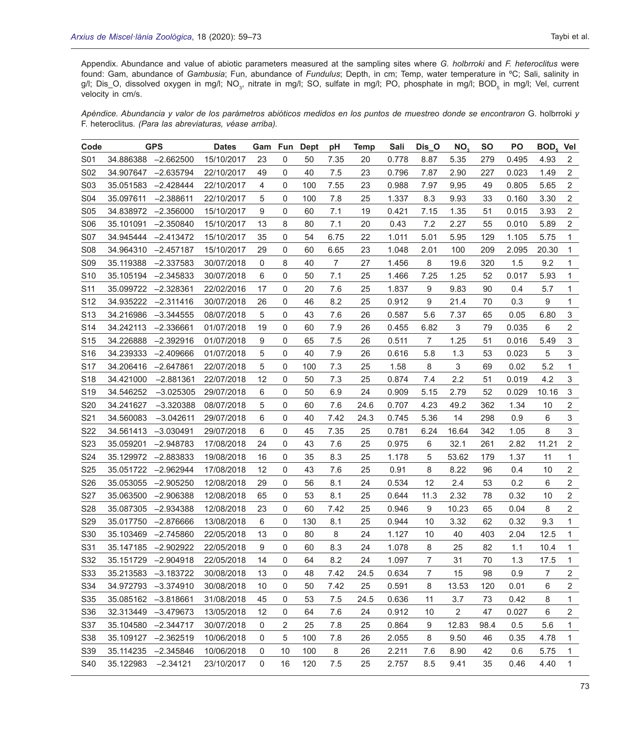Appendix. Abundance and value of abiotic parameters measured at the sampling sites where *G. holbrroki* and *F. heteroclitus* were found: Gam, abundance of *Gambusia*; Fun, abundance of *Fundulus*; Depth, in cm; Temp, water temperature in ºC; Sali, salinity in g/l; Dis_O, dissolved oxygen in mg/l; $NO_3$, nitrate in mg/l; SO, sulfate in mg/l; PO, phosphate in mg/l; $BOD_5$ in mg/l; Vel, current velocity in cm/s.

*Apéndice. Abundancia y valor de los parámetros abióticos medidos en los puntos de muestreo donde se encontraron* G. holbrroki *y* F. heteroclitus. *(Para las abreviaturas, véase arriba).*

| Code | GPS | | Dates | Gam | Fun | Dept | pH | Temp | Sali | Dis_O | $NO_3$ | SO | PO | $BOD_5$ | Vel |
|---|---|---|---|---|---|---|---|---|---|---|---|---|---|---|---|
| S01 | 34.886388 | –2.662500 | 15/10/2017 | 23 | 0 | 50 | 7.35 | 20 | 0.778 | 8.87 | 5.35 | 279 | 0.495 | 4.93 | 2 |
| S02 | 34.907647 | –2.635794 | 22/10/2017 | 49 | 0 | 40 | 7.5 | 23 | 0.796 | 7.87 | 2.90 | 227 | 0.023 | 1.49 | 2 |
| S03 | 35.051583 | –2.428444 | 22/10/2017 | 4 | 0 | 100 | 7.55 | 23 | 0.988 | 7.97 | 9,95 | 49 | 0.805 | 5.65 | 2 |
| S04 | 35.097611 | –2.388611 | 22/10/2017 | 5 | 0 | 100 | 7.8 | 25 | 1.337 | 8.3 | 9.93 | 33 | 0.160 | 3.30 | 2 |
| S05 | 34.838972 | –2.356000 | 15/10/2017 | 9 | 0 | 60 | 7.1 | 19 | 0.421 | 7.15 | 1.35 | 51 | 0.015 | 3.93 | 2 |
| S06 | 35.101091 | –2.350840 | 15/10/2017 | 13 | 8 | 80 | 7.1 | 20 | 0.43 | 7.2 | 2.27 | 55 | 0.010 | 5.89 | 2 |
| S07 | 34.945444 | –2.413472 | 15/10/2017 | 35 | 0 | 54 | 6.75 | 22 | 1.011 | 5.01 | 5.95 | 129 | 1.105 | 5.75 | 1 |
| S08 | 34.964310 | –2.457187 | 15/10/2017 | 29 | 0 | 60 | 6.65 | 23 | 1.048 | 2.01 | 100 | 209 | 2.095 | 20.30 | 1 |
| S09 | 35.119388 | –2.337583 | 30/07/2018 | 0 | 8 | 40 | 7 | 27 | 1.456 | 8 | 19.6 | 320 | 1.5 | 9.2 | 1 |
| S10 | 35.105194 | –2.345833 | 30/07/2018 | 6 | 0 | 50 | 7.1 | 25 | 1.466 | 7.25 | 1.25 | 52 | 0.017 | 5.93 | 1 |
| S11 | 35.099722 | –2.328361 | 22/02/2016 | 17 | 0 | 20 | 7.6 | 25 | 1.837 | 9 | 9.83 | 90 | 0.4 | 5.7 | 1 |
| S12 | 34.935222 | –2.311416 | 30/07/2018 | 26 | 0 | 46 | 8.2 | 25 | 0.912 | 9 | 21.4 | 70 | 0.3 | 9 | 1 |
| S13 | 34.216986 | –3.344555 | 08/07/2018 | 5 | 0 | 43 | 7.6 | 26 | 0.587 | 5.6 | 7.37 | 65 | 0.05 | 6.80 | 3 |
| S14 | 34.242113 | –2.336661 | 01/07/2018 | 19 | 0 | 60 | 7.9 | 26 | 0.455 | 6.82 | 3 | 79 | 0.035 | 6 | 2 |
| S15 | 34.226888 | –2.392916 | 01/07/2018 | 9 | 0 | 65 | 7.5 | 26 | 0.511 | 7 | 1.25 | 51 | 0.016 | 5.49 | 3 |
| S16 | 34.239333 | –2.409666 | 01/07/2018 | 5 | 0 | 40 | 7.9 | 26 | 0.616 | 5.8 | 1.3 | 53 | 0.023 | 5 | 3 |
| S17 | 34.206416 | –2.647861 | 22/07/2018 | 5 | 0 | 100 | 7.3 | 25 | 1.58 | 8 | 3 | 69 | 0.02 | 5.2 | 1 |
| S18 | 34.421000 | –2.881361 | 22/07/2018 | 12 | 0 | 50 | 7.3 | 25 | 0.874 | 7.4 | 2.2 | 51 | 0.019 | 4.2 | 3 |
| S19 | 34.546252 | –3.025305 | 29/07/2018 | 6 | 0 | 50 | 6.9 | 24 | 0.909 | 5.15 | 2.79 | 52 | 0.029 | 10.16 | 3 |
| S20 | 34.241627 | –3.320388 | 08/07/2018 | 5 | 0 | 60 | 7.6 | 24.6 | 0.707 | 4.23 | 49.2 | 362 | 1.34 | 10 | 2 |
| S21 | 34.560083 | –3.042611 | 29/07/2018 | 6 | 0 | 40 | 7.42 | 24.3 | 0.745 | 5.36 | 14 | 298 | 0.9 | 6 | 3 |
| S22 | 34.561413 | –3.030491 | 29/07/2018 | 6 | 0 | 45 | 7.35 | 25 | 0.781 | 6.24 | 16.64 | 342 | 1.05 | 8 | 3 |
| S23 | 35.059201 | –2.948783 | 17/08/2018 | 24 | 0 | 43 | 7.6 | 25 | 0.975 | 6 | 32.1 | 261 | 2.82 | 11.21 | 2 |
| S24 | 35.129972 | –2.883833 | 19/08/2018 | 16 | 0 | 35 | 8.3 | 25 | 1.178 | 5 | 53.62 | 179 | 1.37 | 11 | 1 |
| S25 | 35.051722 | –2.962944 | 17/08/2018 | 12 | 0 | 43 | 7.6 | 25 | 0.91 | 8 | 8.22 | 96 | 0.4 | 10 | 2 |
| S26 | 35.053055 | –2.905250 | 12/08/2018 | 29 | 0 | 56 | 8.1 | 24 | 0.534 | 12 | 2.4 | 53 | 0.2 | 6 | 2 |
| S27 | 35.063500 | –2.906388 | 12/08/2018 | 65 | 0 | 53 | 8.1 | 25 | 0.644 | 11.3 | 2.32 | 78 | 0.32 | 10 | 2 |
| S28 | 35.087305 | –2.934388 | 12/08/2018 | 23 | 0 | 60 | 7.42 | 25 | 0.946 | 9 | 10.23 | 65 | 0.04 | 8 | 2 |
| S29 | 35.017750 | –2.876666 | 13/08/2018 | 6 | 0 | 130 | 8.1 | 25 | 0.944 | 10 | 3.32 | 62 | 0.32 | 9.3 | 1 |
| S30 | 35.103469 | –2.745860 | 22/05/2018 | 13 | 0 | 80 | 8 | 24 | 1.127 | 10 | 40 | 403 | 2.04 | 12.5 | 1 |
| S31 | 35.147185 | –2.902922 | 22/05/2018 | 9 | 0 | 60 | 8.3 | 24 | 1.078 | 8 | 25 | 82 | 1.1 | 10.4 | 1 |
| S32 | 35.151729 | –2.904918 | 22/05/2018 | 14 | 0 | 64 | 8.2 | 24 | 1.097 | 7 | 31 | 70 | 1.3 | 17.5 | 1 |
| S33 | 35.213583 | –3.183722 | 30/08/2018 | 13 | 0 | 48 | 7.42 | 24.5 | 0.634 | 7 | 15 | 98 | 0.9 | 7 | 2 |
| S34 | 34.972793 | –3.374910 | 30/08/2018 | 10 | 0 | 50 | 7.42 | 25 | 0.591 | 8 | 13.53 | 120 | 0.01 | 6 | 2 |
| S35 | 35.085162 | –3.818661 | 31/08/2018 | 45 | 0 | 53 | 7.5 | 24.5 | 0.636 | 11 | 3.7 | 73 | 0.42 | 8 | 1 |
| S36 | 32.313449 | –3.479673 | 13/05/2018 | 12 | 0 | 64 | 7.6 | 24 | 0.912 | 10 | 2 | 47 | 0.027 | 6 | 2 |
| S37 | 35.104580 | –2.344717 | 30/07/2018 | 0 | 2 | 25 | 7.8 | 25 | 0.864 | 9 | 12.83 | 98.4 | 0.5 | 5.6 | 1 |
| S38 | 35.109127 | –2.362519 | 10/06/2018 | 0 | 5 | 100 | 7.8 | 26 | 2.055 | 8 | 9.50 | 46 | 0.35 | 4.78 | 1 |
| S39 | 35.114235 | –2.345846 | 10/06/2018 | 0 | 10 | 100 | 8 | 26 | 2.211 | 7.6 | 8.90 | 42 | 0.6 | 5.75 | 1 |
| S40 | 35.122983 | –2.34121 | 23/10/2017 | 0 | 16 | 120 | 7.5 | 25 | 2.757 | 8.5 | 9.41 | 35 | 0.46 | 4.40 | 1 |